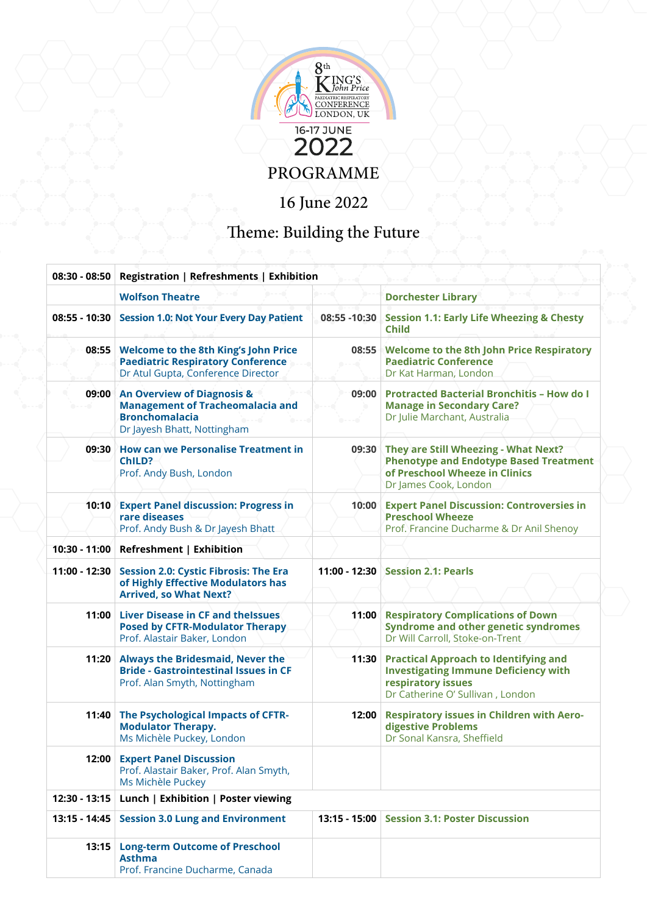8th King's John Price Paediatric Respiratory Conference London, UK

16-17 JUNE

2022

# PROGRAMME

## 16 June 2022

## Theme: Building the Future

| | | | |
|---|---|---|---|
| **08:30 - 08:50** | **Registration \| Refreshments \| Exhibition** | | |
| | **Wolfson Theatre** | | **Dorchester Library** |
| **08:55 - 10:30** | **Session 1.0: Not Your Every Day Patient** | **08:55 -10:30** | **Session 1.1: Early Life Wheezing & Chesty Child** |
| **08:55** | **Welcome to the 8th King's John Price Paediatric Respiratory Conference**<br>Dr Atul Gupta, Conference Director | **08:55** | **Welcome to the 8th John Price Respiratory Paediatric Conference**<br>Dr Kat Harman, London |
| **09:00** | **An Overview of Diagnosis & Management of Tracheomalacia and Bronchomalacia**<br>Dr Jayesh Bhatt, Nottingham | **09:00** | **Protracted Bacterial Bronchitis – How do I Manage in Secondary Care?**<br>Dr Julie Marchant, Australia |
| **09:30** | **How can we Personalise Treatment in ChILD?**<br>Prof. Andy Bush, London | **09:30** | **They are Still Wheezing - What Next? Phenotype and Endotype Based Treatment of Preschool Wheeze in Clinics**<br>Dr James Cook, London |
| **10:10** | **Expert Panel discussion: Progress in rare diseases**<br>Prof. Andy Bush & Dr Jayesh Bhatt | **10:00** | **Expert Panel Discussion: Controversies in Preschool Wheeze**<br>Prof. Francine Ducharme & Dr Anil Shenoy |
| **10:30 - 11:00** | **Refreshment \| Exhibition** | | |
| **11:00 - 12:30** | **Session 2.0: Cystic Fibrosis: The Era of Highly Effective Modulators has Arrived, so What Next?** | **11:00 - 12:30** | **Session 2.1: Pearls** |
| **11:00** | **Liver Disease in CF and theIssues Posed by CFTR-Modulator Therapy**<br>Prof. Alastair Baker, London | **11:00** | **Respiratory Complications of Down Syndrome and other genetic syndromes**<br>Dr Will Carroll, Stoke-on-Trent |
| **11:20** | **Always the Bridesmaid, Never the Bride - Gastrointestinal Issues in CF**<br>Prof. Alan Smyth, Nottingham | **11:30** | **Practical Approach to Identifying and Investigating Immune Deficiency with respiratory issues**<br>Dr Catherine O' Sullivan , London |
| **11:40** | **The Psychological Impacts of CFTR-Modulator Therapy.**<br>Ms Michèle Puckey, London | **12:00** | **Respiratory issues in Children with Aero-digestive Problems**<br>Dr Sonal Kansra, Sheffield |
| **12:00** | **Expert Panel Discussion**<br>Prof. Alastair Baker, Prof. Alan Smyth, Ms Michèle Puckey | | |
| **12:30 - 13:15** | **Lunch \| Exhibition \| Poster viewing** | | |
| **13:15 - 14:45** | **Session 3.0 Lung and Environment** | **13:15 - 15:00** | **Session 3.1: Poster Discussion** |
| **13:15** | **Long-term Outcome of Preschool Asthma**<br>Prof. Francine Ducharme, Canada | | |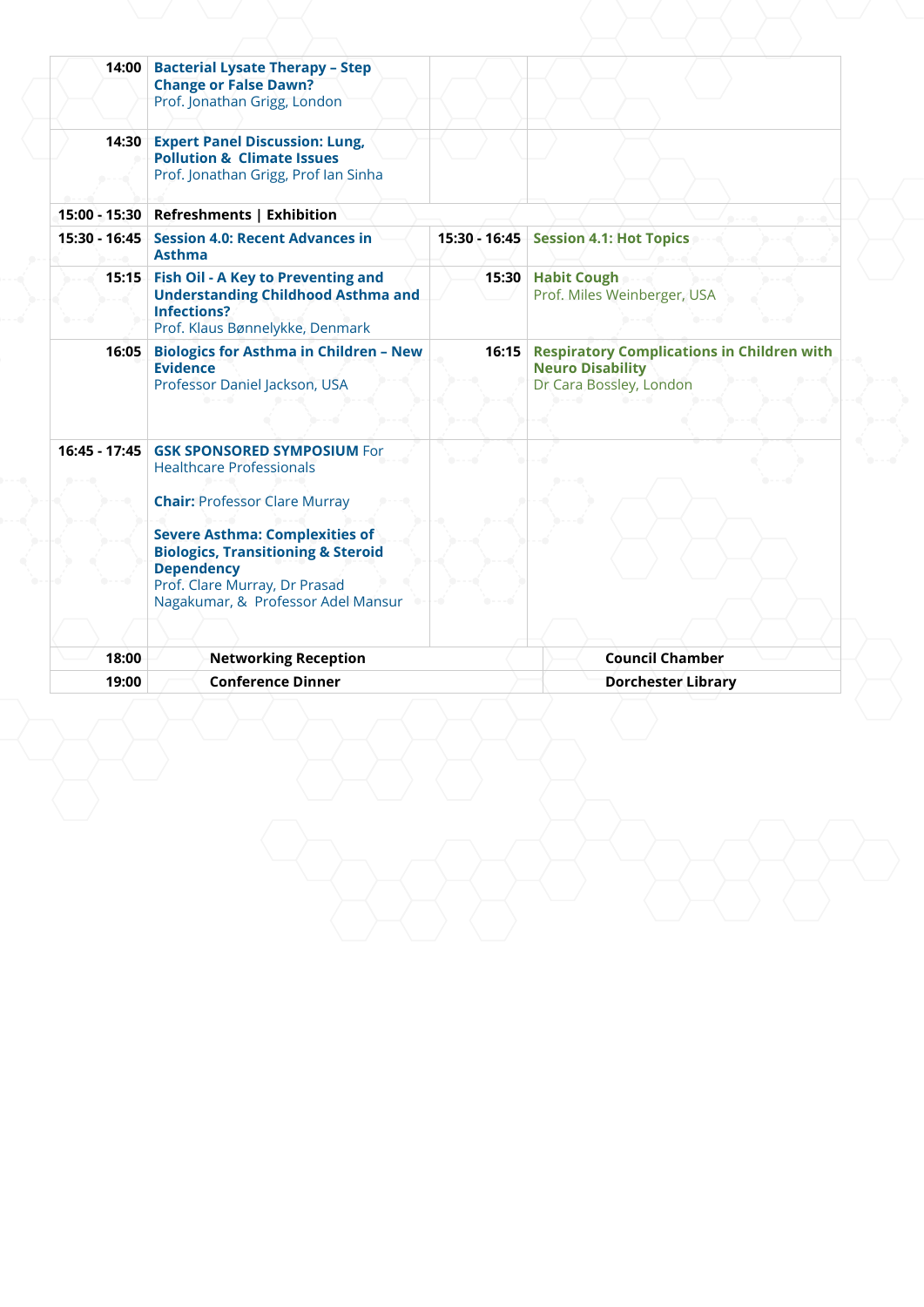| Time | Session | Time | Session |
|---|---|---|---|
| 14:00 | **Bacterial Lysate Therapy – Step Change or False Dawn?** Prof. Jonathan Grigg, London | | |
| 14:30 | **Expert Panel Discussion: Lung, Pollution & Climate Issues** Prof. Jonathan Grigg, Prof Ian Sinha | | |
| 15:00 - 15:30 | **Refreshments \| Exhibition** | | |
| 15:30 - 16:45 | **Session 4.0: Recent Advances in Asthma** | 15:30 - 16:45 | **Session 4.1: Hot Topics** |
| 15:15 | **Fish Oil - A Key to Preventing and Understanding Childhood Asthma and Infections?** Prof. Klaus Bønnelykke, Denmark | 15:30 | **Habit Cough** Prof. Miles Weinberger, USA |
| 16:05 | **Biologics for Asthma in Children – New Evidence** Professor Daniel Jackson, USA | 16:15 | **Respiratory Complications in Children with Neuro Disability** Dr Cara Bossley, London |
| 16:45 - 17:45 | **GSK SPONSORED SYMPOSIUM** For Healthcare Professionals<br><br>**Chair:** Professor Clare Murray<br><br>**Severe Asthma: Complexities of Biologics, Transitioning & Steroid Dependency** Prof. Clare Murray, Dr Prasad Nagakumar, & Professor Adel Mansur | | |
| 18:00 | **Networking Reception** | | **Council Chamber** |
| 19:00 | **Conference Dinner** | | **Dorchester Library** |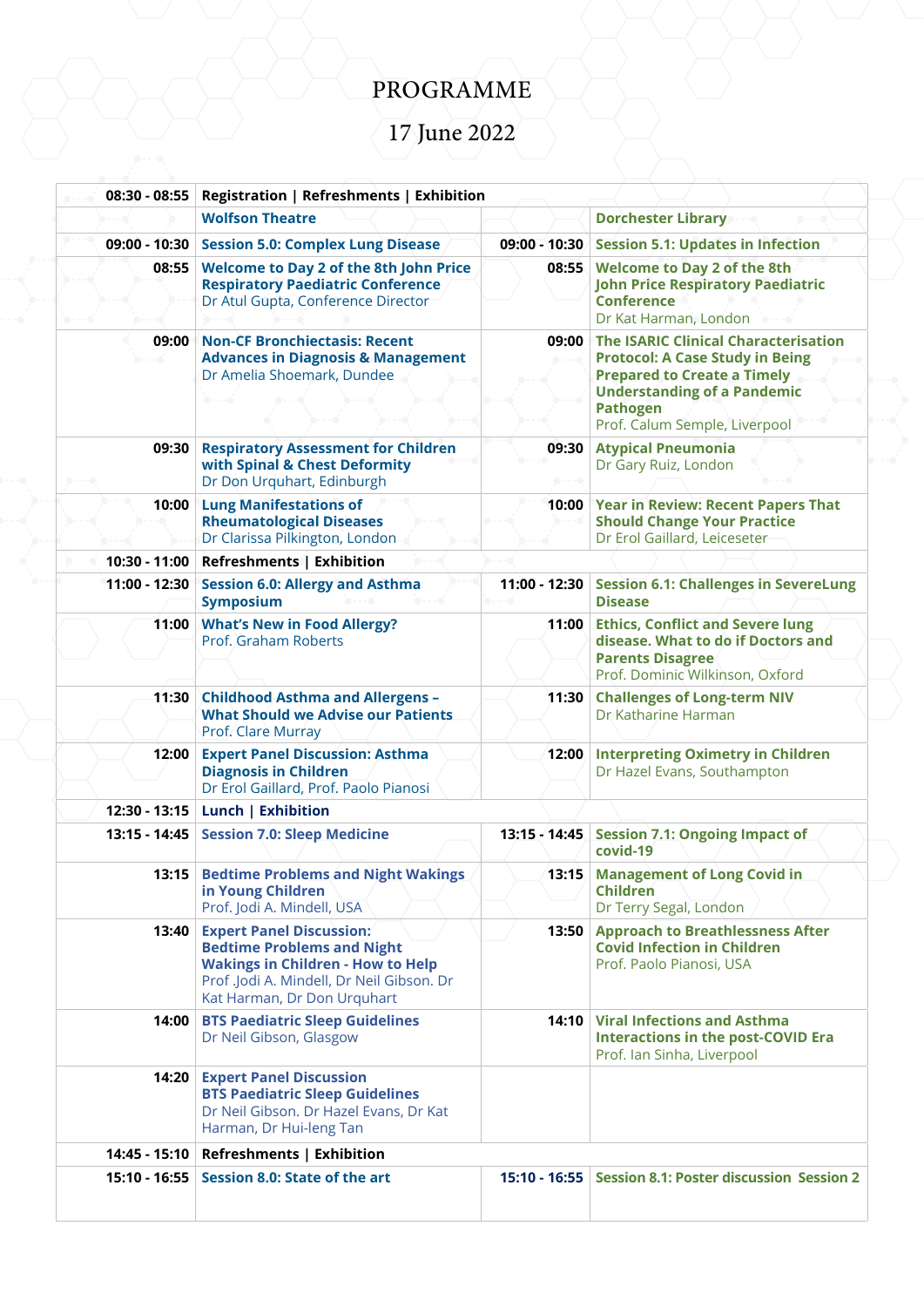# PROGRAMME

## 17 June 2022

| | | | |
|---|---|---|---|
| **08:30 - 08:55** | **Registration \| Refreshments \| Exhibition** | | |
| | **Wolfson Theatre** | | **Dorchester Library** |
| **09:00 - 10:30** | **Session 5.0: Complex Lung Disease** | **09:00 - 10:30** | **Session 5.1: Updates in Infection** |
| **08:55** | **Welcome to Day 2 of the 8th John Price Respiratory Paediatric Conference**<br>Dr Atul Gupta, Conference Director | **08:55** | **Welcome to Day 2 of the 8th John Price Respiratory Paediatric Conference**<br>Dr Kat Harman, London |
| **09:00** | **Non-CF Bronchiectasis: Recent Advances in Diagnosis & Management**<br>Dr Amelia Shoemark, Dundee | **09:00** | **The ISARIC Clinical Characterisation Protocol: A Case Study in Being Prepared to Create a Timely Understanding of a Pandemic Pathogen**<br>Prof. Calum Semple, Liverpool |
| **09:30** | **Respiratory Assessment for Children with Spinal & Chest Deformity**<br>Dr Don Urquhart, Edinburgh | **09:30** | **Atypical Pneumonia**<br>Dr Gary Ruiz, London |
| **10:00** | **Lung Manifestations of Rheumatological Diseases**<br>Dr Clarissa Pilkington, London | **10:00** | **Year in Review: Recent Papers That Should Change Your Practice**<br>Dr Erol Gaillard, Leiceseter |
| **10:30 - 11:00** | **Refreshments \| Exhibition** | | |
| **11:00 - 12:30** | **Session 6.0: Allergy and Asthma Symposium** | **11:00 - 12:30** | **Session 6.1: Challenges in SevereLung Disease** |
| **11:00** | **What's New in Food Allergy?**<br>Prof. Graham Roberts | **11:00** | **Ethics, Conflict and Severe lung disease. What to do if Doctors and Parents Disagree**<br>Prof. Dominic Wilkinson, Oxford |
| **11:30** | **Childhood Asthma and Allergens – What Should we Advise our Patients**<br>Prof. Clare Murray | **11:30** | **Challenges of Long-term NIV**<br>Dr Katharine Harman |
| **12:00** | **Expert Panel Discussion: Asthma Diagnosis in Children**<br>Dr Erol Gaillard, Prof. Paolo Pianosi | **12:00** | **Interpreting Oximetry in Children**<br>Dr Hazel Evans, Southampton |
| **12:30 - 13:15** | **Lunch \| Exhibition** | | |
| **13:15 - 14:45** | **Session 7.0: Sleep Medicine** | **13:15 - 14:45** | **Session 7.1: Ongoing Impact of covid-19** |
| **13:15** | **Bedtime Problems and Night Wakings in Young Children**<br>Prof. Jodi A. Mindell, USA | **13:15** | **Management of Long Covid in Children**<br>Dr Terry Segal, London |
| **13:40** | **Expert Panel Discussion: Bedtime Problems and Night Wakings in Children - How to Help**<br>Prof .Jodi A. Mindell, Dr Neil Gibson. Dr Kat Harman, Dr Don Urquhart | **13:50** | **Approach to Breathlessness After Covid Infection in Children**<br>Prof. Paolo Pianosi, USA |
| **14:00** | **BTS Paediatric Sleep Guidelines**<br>Dr Neil Gibson, Glasgow | **14:10** | **Viral Infections and Asthma Interactions in the post-COVID Era**<br>Prof. Ian Sinha, Liverpool |
| **14:20** | **Expert Panel Discussion BTS Paediatric Sleep Guidelines**<br>Dr Neil Gibson. Dr Hazel Evans, Dr Kat Harman, Dr Hui-leng Tan | | |
| **14:45 - 15:10** | **Refreshments \| Exhibition** | | |
| **15:10 - 16:55** | **Session 8.0: State of the art** | **15:10 - 16:55** | **Session 8.1: Poster discussion Session 2** |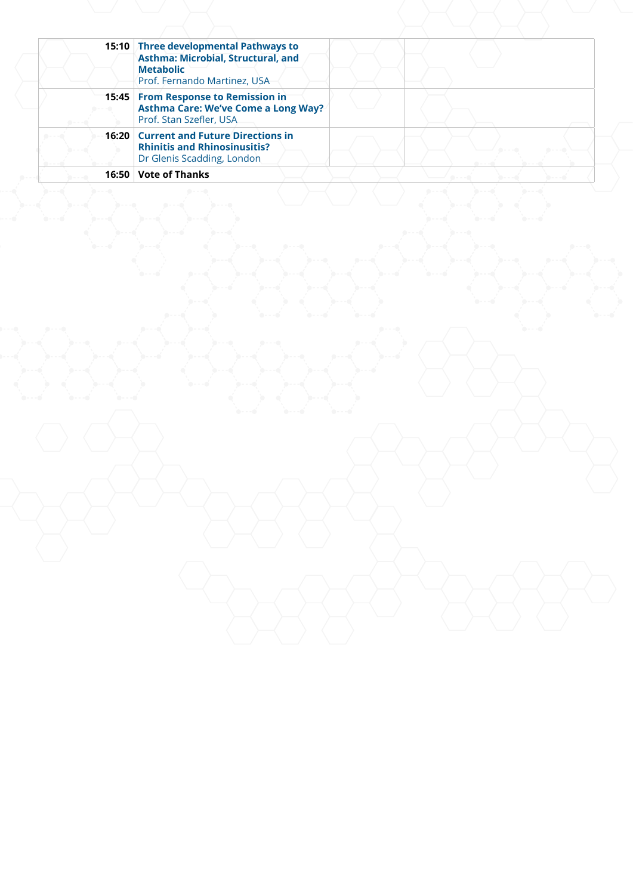| | | | |
|---|---|---|---|
| **15:10** | **Three developmental Pathways to Asthma: Microbial, Structural, and Metabolic**<br>Prof. Fernando Martinez, USA | | |
| **15:45** | **From Response to Remission in Asthma Care: We've Come a Long Way?**<br>Prof. Stan Szefler, USA | | |
| **16:20** | **Current and Future Directions in Rhinitis and Rhinosinusitis?**<br>Dr Glenis Scadding, London | | |
| **16:50** | **Vote of Thanks** | | |